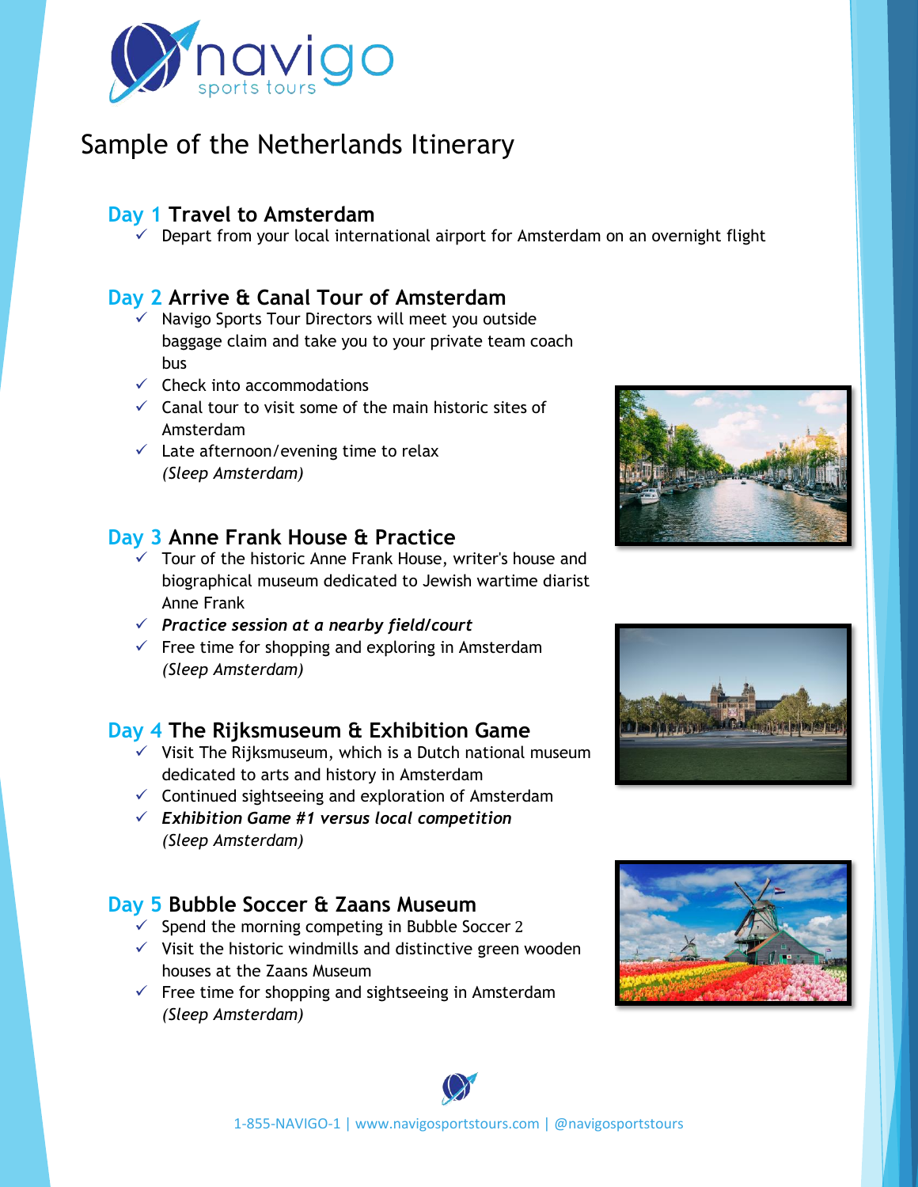# Sample of the Netherlands Itinerary

## Day 1 Travel to Amsterdam

- ✓ Depart from your local international airport for Amsterdam on an overnight flight

## Day 2 Arrive & Canal Tour of Amsterdam

- ✓ Navigo Sports Tour Directors will meet you outside baggage claim and take you to your private team coach bus
- ✓ Check into accommodations
- ✓ Canal tour to visit some of the main historic sites of Amsterdam
- ✓ Late afternoon/evening time to relax
  *(Sleep Amsterdam)*

## Day 3 Anne Frank House & Practice

- ✓ Tour of the historic Anne Frank House, writer's house and biographical museum dedicated to Jewish wartime diarist Anne Frank
- ✓ ***Practice session at a nearby field/court***
- ✓ Free time for shopping and exploring in Amsterdam
  *(Sleep Amsterdam)*

## Day 4 The Rijksmuseum & Exhibition Game

- ✓ Visit The Rijksmuseum, which is a Dutch national museum dedicated to arts and history in Amsterdam
- ✓ Continued sightseeing and exploration of Amsterdam
- ✓ ***Exhibition Game #1 versus local competition***
  *(Sleep Amsterdam)*

## Day 5 Bubble Soccer & Zaans Museum

- ✓ Spend the morning competing in Bubble Soccer 2
- ✓ Visit the historic windmills and distinctive green wooden houses at the Zaans Museum
- ✓ Free time for shopping and sightseeing in Amsterdam
  *(Sleep Amsterdam)*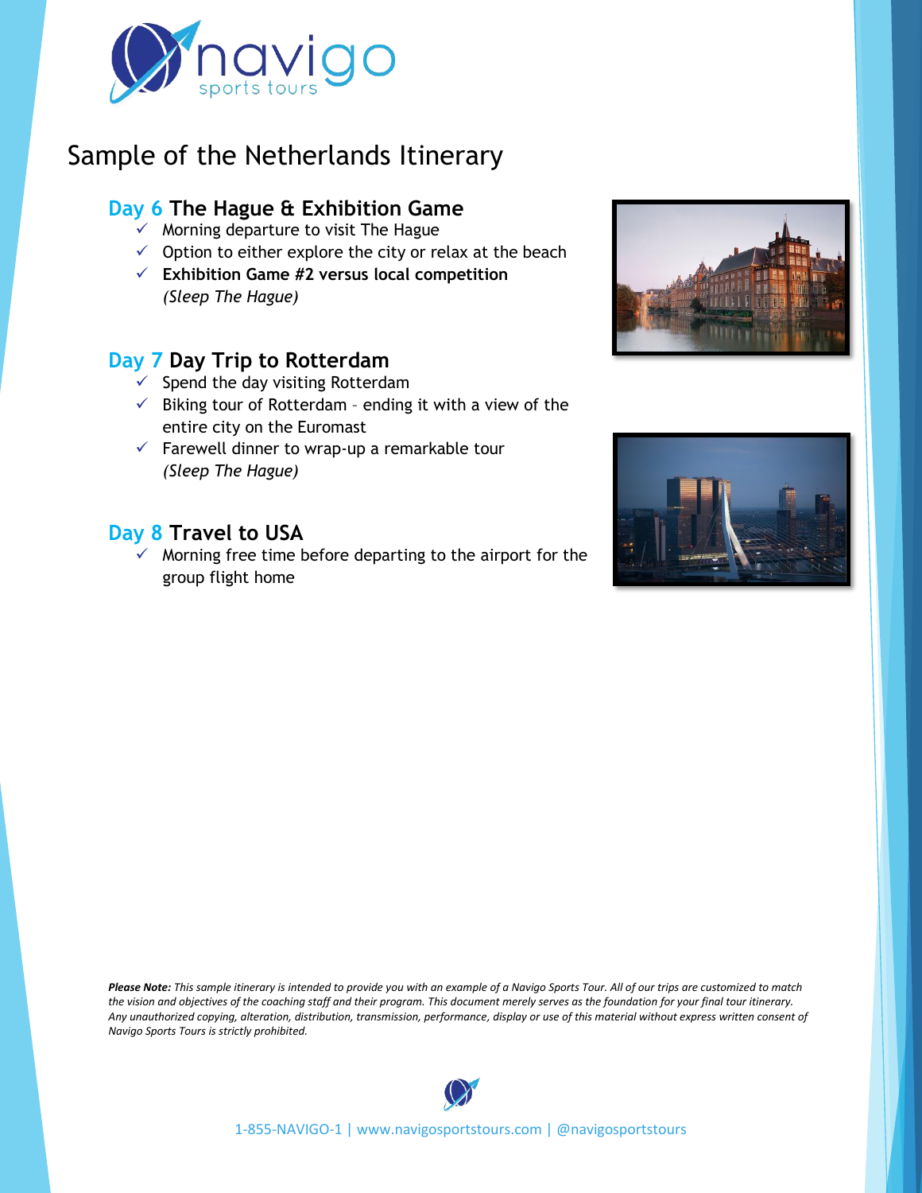# Sample of the Netherlands Itinerary

## Day 6 The Hague & Exhibition Game

- ✓ Morning departure to visit The Hague
- ✓ Option to either explore the city or relax at the beach
- ✓ **Exhibition Game #2 versus local competition**
  *(Sleep The Hague)*

## Day 7 Day Trip to Rotterdam

- ✓ Spend the day visiting Rotterdam
- ✓ Biking tour of Rotterdam – ending it with a view of the entire city on the Euromast
- ✓ Farewell dinner to wrap-up a remarkable tour
  *(Sleep The Hague)*

## Day 8 Travel to USA

- ✓ Morning free time before departing to the airport for the group flight home

***Please Note:*** *This sample itinerary is intended to provide you with an example of a Navigo Sports Tour. All of our trips are customized to match the vision and objectives of the coaching staff and their program. This document merely serves as the foundation for your final tour itinerary. Any unauthorized copying, alteration, distribution, transmission, performance, display or use of this material without express written consent of Navigo Sports Tours is strictly prohibited.*

1-855-NAVIGO-1 | www.navigosportstours.com | @navigosportstours